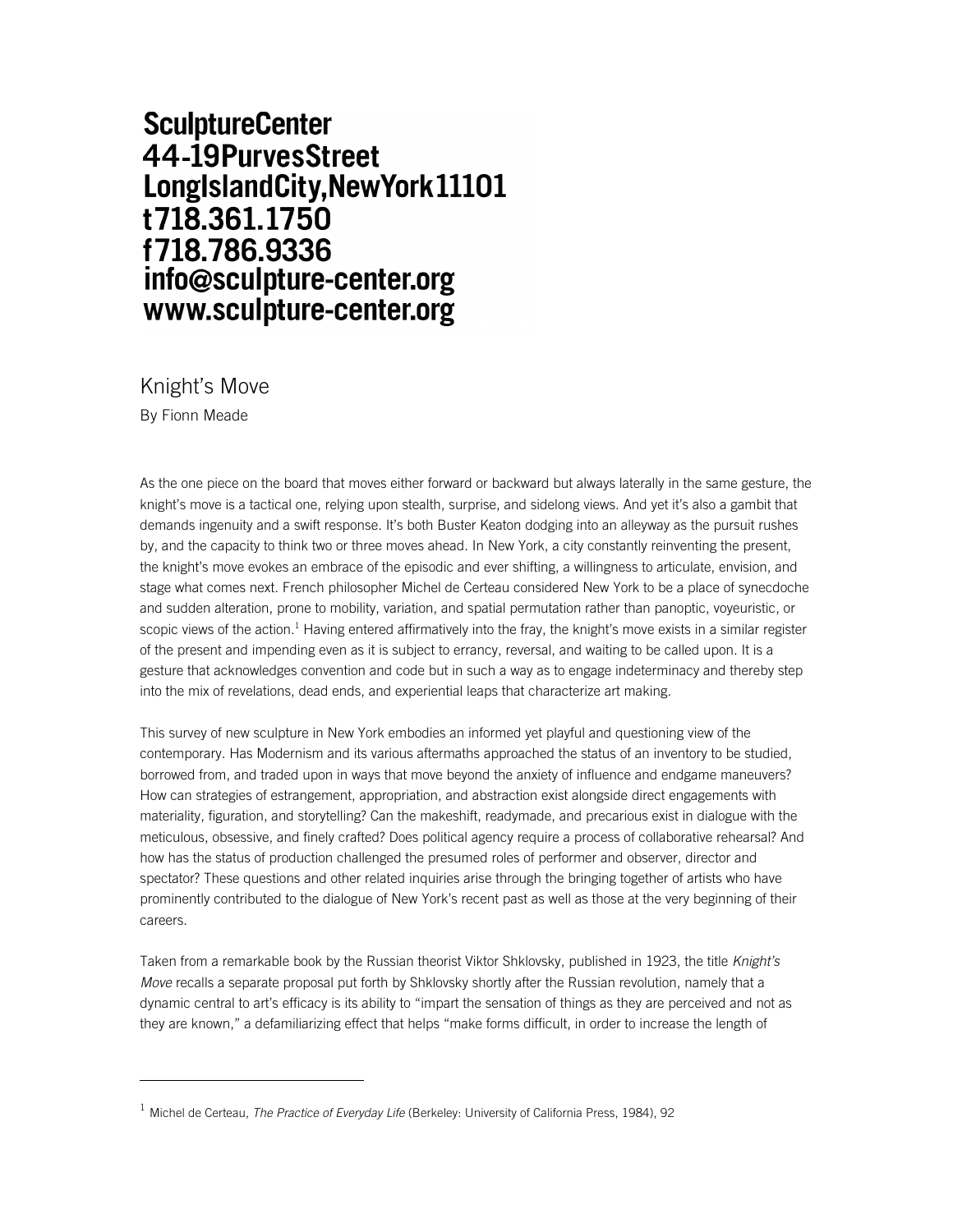**SculptureCenter**
**44-19PurvesStreet**
**LongIslandCity,NewYork11101**
**t718.361.1750**
**f718.786.9336**
**info@sculpture-center.org**
**www.sculpture-center.org**

# Knight's Move

By Fionn Meade

As the one piece on the board that moves either forward or backward but always laterally in the same gesture, the knight's move is a tactical one, relying upon stealth, surprise, and sidelong views. And yet it's also a gambit that demands ingenuity and a swift response. It's both Buster Keaton dodging into an alleyway as the pursuit rushes by, and the capacity to think two or three moves ahead. In New York, a city constantly reinventing the present, the knight's move evokes an embrace of the episodic and ever shifting, a willingness to articulate, envision, and stage what comes next. French philosopher Michel de Certeau considered New York to be a place of synecdoche and sudden alteration, prone to mobility, variation, and spatial permutation rather than panoptic, voyeuristic, or scopic views of the action.[1] Having entered affirmatively into the fray, the knight's move exists in a similar register of the present and impending even as it is subject to errancy, reversal, and waiting to be called upon. It is a gesture that acknowledges convention and code but in such a way as to engage indeterminacy and thereby step into the mix of revelations, dead ends, and experiential leaps that characterize art making.

This survey of new sculpture in New York embodies an informed yet playful and questioning view of the contemporary. Has Modernism and its various aftermaths approached the status of an inventory to be studied, borrowed from, and traded upon in ways that move beyond the anxiety of influence and endgame maneuvers? How can strategies of estrangement, appropriation, and abstraction exist alongside direct engagements with materiality, figuration, and storytelling? Can the makeshift, readymade, and precarious exist in dialogue with the meticulous, obsessive, and finely crafted? Does political agency require a process of collaborative rehearsal? And how has the status of production challenged the presumed roles of performer and observer, director and spectator? These questions and other related inquiries arise through the bringing together of artists who have prominently contributed to the dialogue of New York's recent past as well as those at the very beginning of their careers.

Taken from a remarkable book by the Russian theorist Viktor Shklovsky, published in 1923, the title *Knight's Move* recalls a separate proposal put forth by Shklovsky shortly after the Russian revolution, namely that a dynamic central to art's efficacy is its ability to "impart the sensation of things as they are perceived and not as they are known," a defamiliarizing effect that helps "make forms difficult, in order to increase the length of

---

[1] Michel de Certeau, *The Practice of Everyday Life* (Berkeley: University of California Press, 1984), 92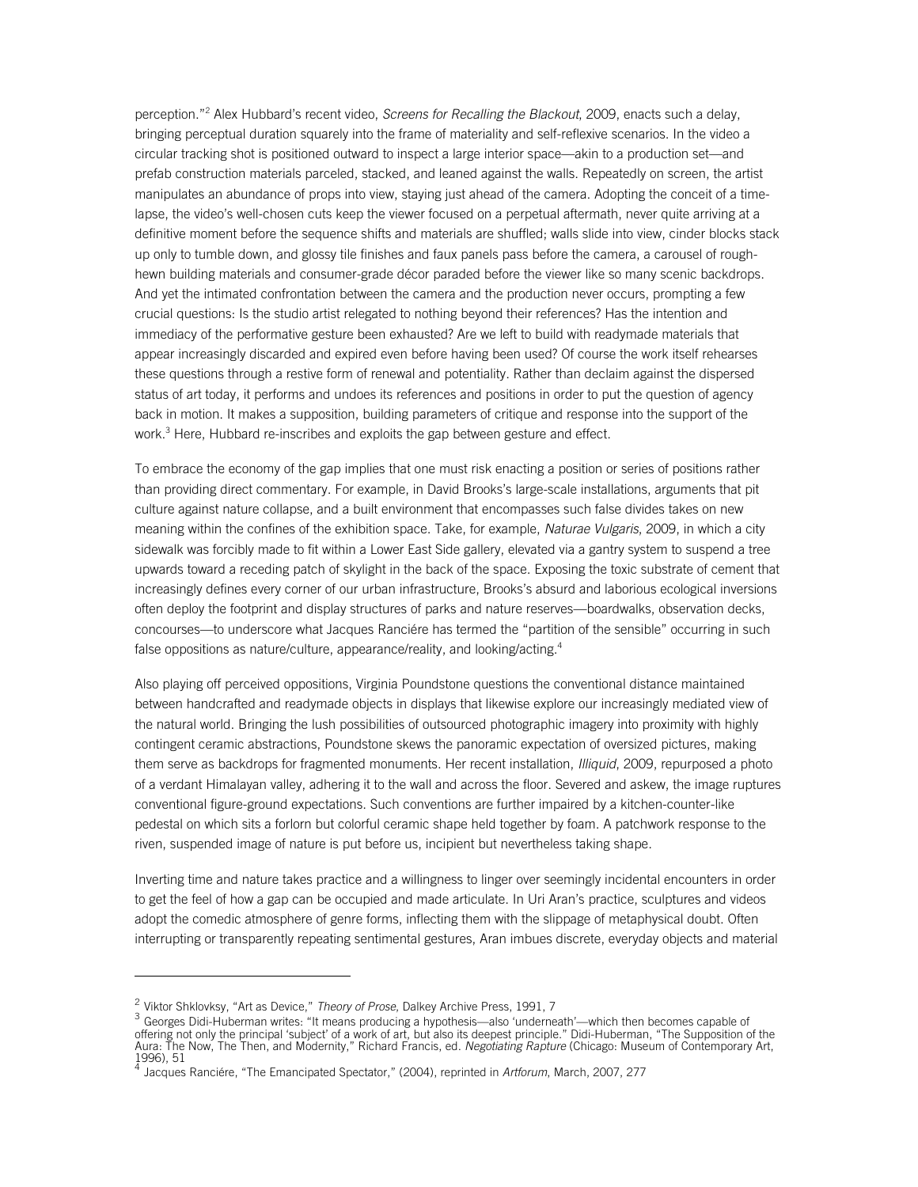perception."[2] Alex Hubbard's recent video, *Screens for Recalling the Blackout*, 2009, enacts such a delay, bringing perceptual duration squarely into the frame of materiality and self-reflexive scenarios. In the video a circular tracking shot is positioned outward to inspect a large interior space—akin to a production set—and prefab construction materials parceled, stacked, and leaned against the walls. Repeatedly on screen, the artist manipulates an abundance of props into view, staying just ahead of the camera. Adopting the conceit of a time-lapse, the video's well-chosen cuts keep the viewer focused on a perpetual aftermath, never quite arriving at a definitive moment before the sequence shifts and materials are shuffled; walls slide into view, cinder blocks stack up only to tumble down, and glossy tile finishes and faux panels pass before the camera, a carousel of rough-hewn building materials and consumer-grade décor paraded before the viewer like so many scenic backdrops. And yet the intimated confrontation between the camera and the production never occurs, prompting a few crucial questions: Is the studio artist relegated to nothing beyond their references? Has the intention and immediacy of the performative gesture been exhausted? Are we left to build with readymade materials that appear increasingly discarded and expired even before having been used? Of course the work itself rehearses these questions through a restive form of renewal and potentiality. Rather than declaim against the dispersed status of art today, it performs and undoes its references and positions in order to put the question of agency back in motion. It makes a supposition, building parameters of critique and response into the support of the work.[3] Here, Hubbard re-inscribes and exploits the gap between gesture and effect.

To embrace the economy of the gap implies that one must risk enacting a position or series of positions rather than providing direct commentary. For example, in David Brooks's large-scale installations, arguments that pit culture against nature collapse, and a built environment that encompasses such false divides takes on new meaning within the confines of the exhibition space. Take, for example, *Naturae Vulgaris*, 2009, in which a city sidewalk was forcibly made to fit within a Lower East Side gallery, elevated via a gantry system to suspend a tree upwards toward a receding patch of skylight in the back of the space. Exposing the toxic substrate of cement that increasingly defines every corner of our urban infrastructure, Brooks's absurd and laborious ecological inversions often deploy the footprint and display structures of parks and nature reserves—boardwalks, observation decks, concourses—to underscore what Jacques Ranciére has termed the "partition of the sensible" occurring in such false oppositions as nature/culture, appearance/reality, and looking/acting.[4]

Also playing off perceived oppositions, Virginia Poundstone questions the conventional distance maintained between handcrafted and readymade objects in displays that likewise explore our increasingly mediated view of the natural world. Bringing the lush possibilities of outsourced photographic imagery into proximity with highly contingent ceramic abstractions, Poundstone skews the panoramic expectation of oversized pictures, making them serve as backdrops for fragmented monuments. Her recent installation, *Illiquid*, 2009, repurposed a photo of a verdant Himalayan valley, adhering it to the wall and across the floor. Severed and askew, the image ruptures conventional figure-ground expectations. Such conventions are further impaired by a kitchen-counter-like pedestal on which sits a forlorn but colorful ceramic shape held together by foam. A patchwork response to the riven, suspended image of nature is put before us, incipient but nevertheless taking shape.

Inverting time and nature takes practice and a willingness to linger over seemingly incidental encounters in order to get the feel of how a gap can be occupied and made articulate. In Uri Aran's practice, sculptures and videos adopt the comedic atmosphere of genre forms, inflecting them with the slippage of metaphysical doubt. Often interrupting or transparently repeating sentimental gestures, Aran imbues discrete, everyday objects and material

---

[2] Viktor Shklovksy, "Art as Device," *Theory of Prose*, Dalkey Archive Press, 1991, 7

[3] Georges Didi-Huberman writes: "It means producing a hypothesis—also 'underneath'—which then becomes capable of offering not only the principal 'subject' of a work of art, but also its deepest principle." Didi-Huberman, "The Supposition of the Aura: The Now, The Then, and Modernity," Richard Francis, ed. *Negotiating Rapture* (Chicago: Museum of Contemporary Art, 1996), 51

[4] Jacques Ranciére, "The Emancipated Spectator," (2004), reprinted in *Artforum*, March, 2007, 277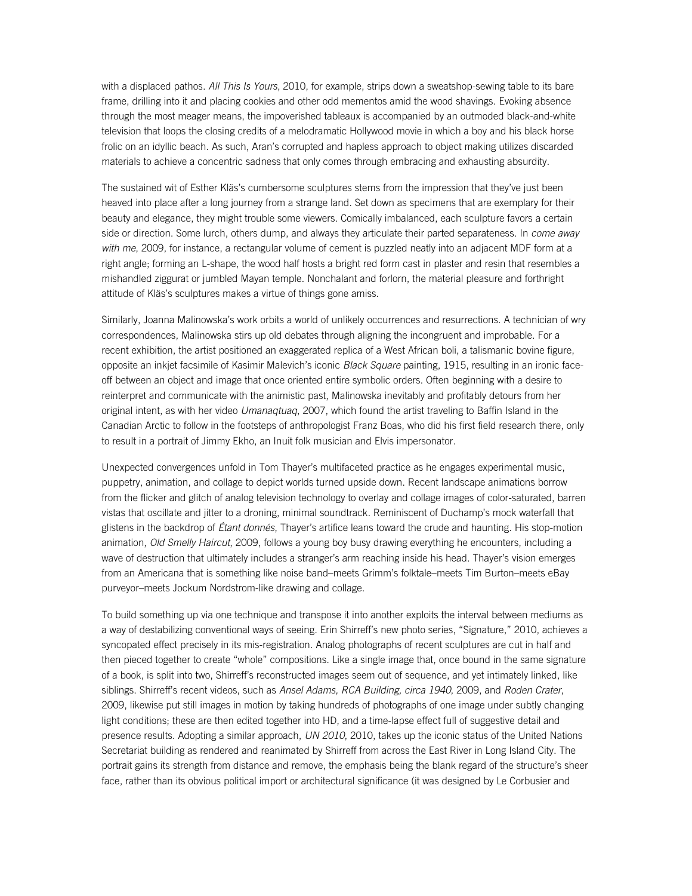with a displaced pathos. *All This Is Yours*, 2010, for example, strips down a sweatshop-sewing table to its bare frame, drilling into it and placing cookies and other odd mementos amid the wood shavings. Evoking absence through the most meager means, the impoverished tableaux is accompanied by an outmoded black-and-white television that loops the closing credits of a melodramatic Hollywood movie in which a boy and his black horse frolic on an idyllic beach. As such, Aran's corrupted and hapless approach to object making utilizes discarded materials to achieve a concentric sadness that only comes through embracing and exhausting absurdity.

The sustained wit of Esther Kläs's cumbersome sculptures stems from the impression that they've just been heaved into place after a long journey from a strange land. Set down as specimens that are exemplary for their beauty and elegance, they might trouble some viewers. Comically imbalanced, each sculpture favors a certain side or direction. Some lurch, others dump, and always they articulate their parted separateness. In *come away with me*, 2009, for instance, a rectangular volume of cement is puzzled neatly into an adjacent MDF form at a right angle; forming an L-shape, the wood half hosts a bright red form cast in plaster and resin that resembles a mishandled ziggurat or jumbled Mayan temple. Nonchalant and forlorn, the material pleasure and forthright attitude of Kläs's sculptures makes a virtue of things gone amiss.

Similarly, Joanna Malinowska's work orbits a world of unlikely occurrences and resurrections. A technician of wry correspondences, Malinowska stirs up old debates through aligning the incongruent and improbable. For a recent exhibition, the artist positioned an exaggerated replica of a West African boli, a talismanic bovine figure, opposite an inkjet facsimile of Kasimir Malevich's iconic *Black Square* painting, 1915, resulting in an ironic face-off between an object and image that once oriented entire symbolic orders. Often beginning with a desire to reinterpret and communicate with the animistic past, Malinowska inevitably and profitably detours from her original intent, as with her video *Umanaqtuaq*, 2007, which found the artist traveling to Baffin Island in the Canadian Arctic to follow in the footsteps of anthropologist Franz Boas, who did his first field research there, only to result in a portrait of Jimmy Ekho, an Inuit folk musician and Elvis impersonator.

Unexpected convergences unfold in Tom Thayer's multifaceted practice as he engages experimental music, puppetry, animation, and collage to depict worlds turned upside down. Recent landscape animations borrow from the flicker and glitch of analog television technology to overlay and collage images of color-saturated, barren vistas that oscillate and jitter to a droning, minimal soundtrack. Reminiscent of Duchamp's mock waterfall that glistens in the backdrop of *Étant donnés*, Thayer's artifice leans toward the crude and haunting. His stop-motion animation, *Old Smelly Haircut*, 2009, follows a young boy busy drawing everything he encounters, including a wave of destruction that ultimately includes a stranger's arm reaching inside his head. Thayer's vision emerges from an Americana that is something like noise band–meets Grimm's folktale–meets Tim Burton–meets eBay purveyor–meets Jockum Nordstrom-like drawing and collage.

To build something up via one technique and transpose it into another exploits the interval between mediums as a way of destabilizing conventional ways of seeing. Erin Shirreff's new photo series, "Signature," 2010, achieves a syncopated effect precisely in its mis-registration. Analog photographs of recent sculptures are cut in half and then pieced together to create "whole" compositions. Like a single image that, once bound in the same signature of a book, is split into two, Shirreff's reconstructed images seem out of sequence, and yet intimately linked, like siblings. Shirreff's recent videos, such as *Ansel Adams, RCA Building, circa 1940*, 2009, and *Roden Crater*, 2009, likewise put still images in motion by taking hundreds of photographs of one image under subtly changing light conditions; these are then edited together into HD, and a time-lapse effect full of suggestive detail and presence results. Adopting a similar approach, *UN 2010*, 2010, takes up the iconic status of the United Nations Secretariat building as rendered and reanimated by Shirreff from across the East River in Long Island City. The portrait gains its strength from distance and remove, the emphasis being the blank regard of the structure's sheer face, rather than its obvious political import or architectural significance (it was designed by Le Corbusier and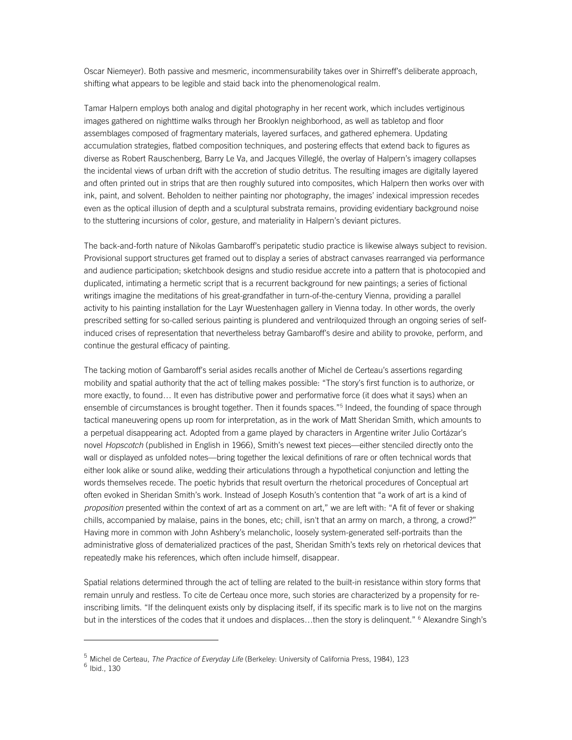Oscar Niemeyer). Both passive and mesmeric, incommensurability takes over in Shirreff's deliberate approach, shifting what appears to be legible and staid back into the phenomenological realm.

Tamar Halpern employs both analog and digital photography in her recent work, which includes vertiginous images gathered on nighttime walks through her Brooklyn neighborhood, as well as tabletop and floor assemblages composed of fragmentary materials, layered surfaces, and gathered ephemera. Updating accumulation strategies, flatbed composition techniques, and postering effects that extend back to figures as diverse as Robert Rauschenberg, Barry Le Va, and Jacques Villeglé, the overlay of Halpern's imagery collapses the incidental views of urban drift with the accretion of studio detritus. The resulting images are digitally layered and often printed out in strips that are then roughly sutured into composites, which Halpern then works over with ink, paint, and solvent. Beholden to neither painting nor photography, the images' indexical impression recedes even as the optical illusion of depth and a sculptural substrata remains, providing evidentiary background noise to the stuttering incursions of color, gesture, and materiality in Halpern's deviant pictures.

The back-and-forth nature of Nikolas Gambaroff's peripatetic studio practice is likewise always subject to revision. Provisional support structures get framed out to display a series of abstract canvases rearranged via performance and audience participation; sketchbook designs and studio residue accrete into a pattern that is photocopied and duplicated, intimating a hermetic script that is a recurrent background for new paintings; a series of fictional writings imagine the meditations of his great-grandfather in turn-of-the-century Vienna, providing a parallel activity to his painting installation for the Layr Wuestenhagen gallery in Vienna today. In other words, the overly prescribed setting for so-called serious painting is plundered and ventriloquized through an ongoing series of self-induced crises of representation that nevertheless betray Gambaroff's desire and ability to provoke, perform, and continue the gestural efficacy of painting.

The tacking motion of Gambaroff's serial asides recalls another of Michel de Certeau's assertions regarding mobility and spatial authority that the act of telling makes possible: "The story's first function is to authorize, or more exactly, to found… It even has distributive power and performative force (it does what it says) when an ensemble of circumstances is brought together. Then it founds spaces."[5] Indeed, the founding of space through tactical maneuvering opens up room for interpretation, as in the work of Matt Sheridan Smith, which amounts to a perpetual disappearing act. Adopted from a game played by characters in Argentine writer Julio Cortázar's novel *Hopscotch* (published in English in 1966), Smith's newest text pieces—either stenciled directly onto the wall or displayed as unfolded notes—bring together the lexical definitions of rare or often technical words that either look alike or sound alike, wedding their articulations through a hypothetical conjunction and letting the words themselves recede. The poetic hybrids that result overturn the rhetorical procedures of Conceptual art often evoked in Sheridan Smith's work. Instead of Joseph Kosuth's contention that "a work of art is a kind of *proposition* presented within the context of art as a comment on art," we are left with: "A fit of fever or shaking chills, accompanied by malaise, pains in the bones, etc; chill, isn't that an army on march, a throng, a crowd?" Having more in common with John Ashbery's melancholic, loosely system-generated self-portraits than the administrative gloss of dematerialized practices of the past, Sheridan Smith's texts rely on rhetorical devices that repeatedly make his references, which often include himself, disappear.

Spatial relations determined through the act of telling are related to the built-in resistance within story forms that remain unruly and restless. To cite de Certeau once more, such stories are characterized by a propensity for re-inscribing limits. "If the delinquent exists only by displacing itself, if its specific mark is to live not on the margins but in the interstices of the codes that it undoes and displaces…then the story is delinquent." [6] Alexandre Singh's

---

[5] Michel de Certeau, *The Practice of Everyday Life* (Berkeley: University of California Press, 1984), 123

[6] Ibid., 130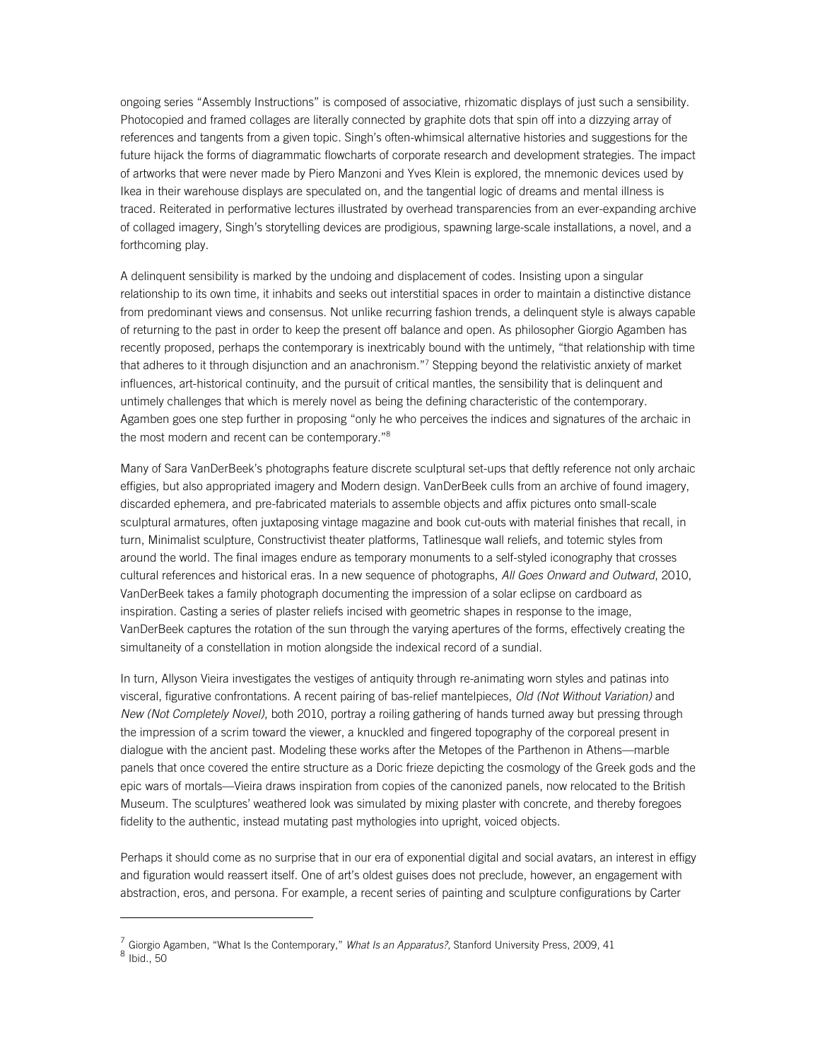ongoing series "Assembly Instructions" is composed of associative, rhizomatic displays of just such a sensibility. Photocopied and framed collages are literally connected by graphite dots that spin off into a dizzying array of references and tangents from a given topic. Singh's often-whimsical alternative histories and suggestions for the future hijack the forms of diagrammatic flowcharts of corporate research and development strategies. The impact of artworks that were never made by Piero Manzoni and Yves Klein is explored, the mnemonic devices used by Ikea in their warehouse displays are speculated on, and the tangential logic of dreams and mental illness is traced. Reiterated in performative lectures illustrated by overhead transparencies from an ever-expanding archive of collaged imagery, Singh's storytelling devices are prodigious, spawning large-scale installations, a novel, and a forthcoming play.

A delinquent sensibility is marked by the undoing and displacement of codes. Insisting upon a singular relationship to its own time, it inhabits and seeks out interstitial spaces in order to maintain a distinctive distance from predominant views and consensus. Not unlike recurring fashion trends, a delinquent style is always capable of returning to the past in order to keep the present off balance and open. As philosopher Giorgio Agamben has recently proposed, perhaps the contemporary is inextricably bound with the untimely, "that relationship with time that adheres to it through disjunction and an anachronism."[7] Stepping beyond the relativistic anxiety of market influences, art-historical continuity, and the pursuit of critical mantles, the sensibility that is delinquent and untimely challenges that which is merely novel as being the defining characteristic of the contemporary. Agamben goes one step further in proposing "only he who perceives the indices and signatures of the archaic in the most modern and recent can be contemporary."[8]

Many of Sara VanDerBeek's photographs feature discrete sculptural set-ups that deftly reference not only archaic effigies, but also appropriated imagery and Modern design. VanDerBeek culls from an archive of found imagery, discarded ephemera, and pre-fabricated materials to assemble objects and affix pictures onto small-scale sculptural armatures, often juxtaposing vintage magazine and book cut-outs with material finishes that recall, in turn, Minimalist sculpture, Constructivist theater platforms, Tatlinesque wall reliefs, and totemic styles from around the world. The final images endure as temporary monuments to a self-styled iconography that crosses cultural references and historical eras. In a new sequence of photographs, *All Goes Onward and Outward*, 2010, VanDerBeek takes a family photograph documenting the impression of a solar eclipse on cardboard as inspiration. Casting a series of plaster reliefs incised with geometric shapes in response to the image, VanDerBeek captures the rotation of the sun through the varying apertures of the forms, effectively creating the simultaneity of a constellation in motion alongside the indexical record of a sundial.

In turn, Allyson Vieira investigates the vestiges of antiquity through re-animating worn styles and patinas into visceral, figurative confrontations. A recent pairing of bas-relief mantelpieces, *Old (Not Without Variation)* and *New (Not Completely Novel)*, both 2010, portray a roiling gathering of hands turned away but pressing through the impression of a scrim toward the viewer, a knuckled and fingered topography of the corporeal present in dialogue with the ancient past. Modeling these works after the Metopes of the Parthenon in Athens—marble panels that once covered the entire structure as a Doric frieze depicting the cosmology of the Greek gods and the epic wars of mortals—Vieira draws inspiration from copies of the canonized panels, now relocated to the British Museum. The sculptures' weathered look was simulated by mixing plaster with concrete, and thereby foregoes fidelity to the authentic, instead mutating past mythologies into upright, voiced objects.

Perhaps it should come as no surprise that in our era of exponential digital and social avatars, an interest in effigy and figuration would reassert itself. One of art's oldest guises does not preclude, however, an engagement with abstraction, eros, and persona. For example, a recent series of painting and sculpture configurations by Carter

---

[7] Giorgio Agamben, "What Is the Contemporary," *What Is an Apparatus?*, Stanford University Press, 2009, 41

[8] Ibid., 50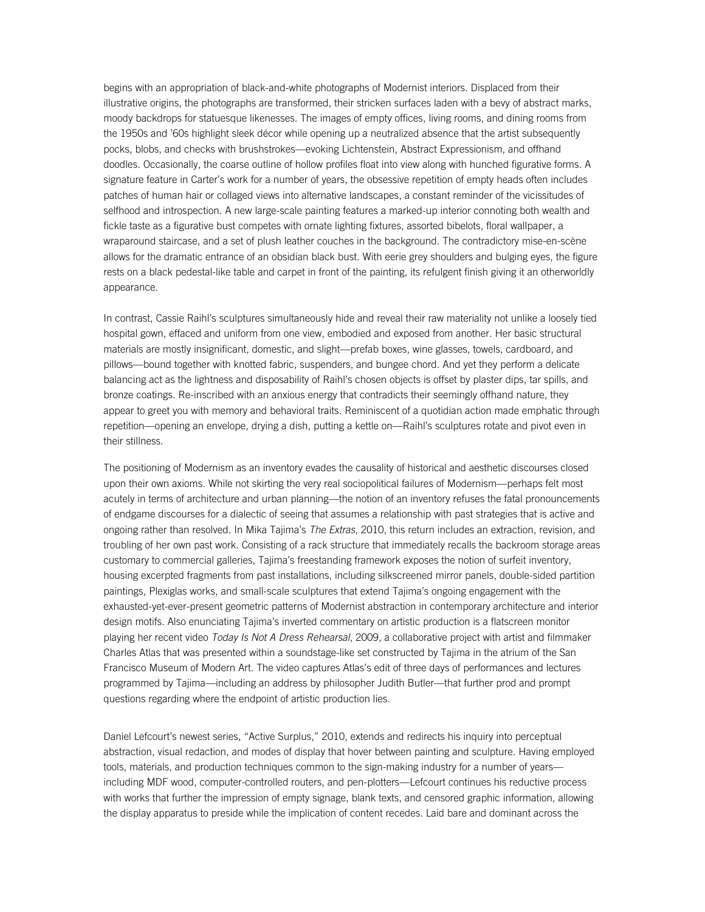begins with an appropriation of black-and-white photographs of Modernist interiors. Displaced from their illustrative origins, the photographs are transformed, their stricken surfaces laden with a bevy of abstract marks, moody backdrops for statuesque likenesses. The images of empty offices, living rooms, and dining rooms from the 1950s and '60s highlight sleek décor while opening up a neutralized absence that the artist subsequently pocks, blobs, and checks with brushstrokes—evoking Lichtenstein, Abstract Expressionism, and offhand doodles. Occasionally, the coarse outline of hollow profiles float into view along with hunched figurative forms. A signature feature in Carter's work for a number of years, the obsessive repetition of empty heads often includes patches of human hair or collaged views into alternative landscapes, a constant reminder of the vicissitudes of selfhood and introspection. A new large-scale painting features a marked-up interior connoting both wealth and fickle taste as a figurative bust competes with ornate lighting fixtures, assorted bibelots, floral wallpaper, a wraparound staircase, and a set of plush leather couches in the background. The contradictory mise-en-scène allows for the dramatic entrance of an obsidian black bust. With eerie grey shoulders and bulging eyes, the figure rests on a black pedestal-like table and carpet in front of the painting, its refulgent finish giving it an otherworldly appearance.

In contrast, Cassie Raihl's sculptures simultaneously hide and reveal their raw materiality not unlike a loosely tied hospital gown, effaced and uniform from one view, embodied and exposed from another. Her basic structural materials are mostly insignificant, domestic, and slight—prefab boxes, wine glasses, towels, cardboard, and pillows—bound together with knotted fabric, suspenders, and bungee chord. And yet they perform a delicate balancing act as the lightness and disposability of Raihl's chosen objects is offset by plaster dips, tar spills, and bronze coatings. Re-inscribed with an anxious energy that contradicts their seemingly offhand nature, they appear to greet you with memory and behavioral traits. Reminiscent of a quotidian action made emphatic through repetition—opening an envelope, drying a dish, putting a kettle on—Raihl's sculptures rotate and pivot even in their stillness.

The positioning of Modernism as an inventory evades the causality of historical and aesthetic discourses closed upon their own axioms. While not skirting the very real sociopolitical failures of Modernism—perhaps felt most acutely in terms of architecture and urban planning—the notion of an inventory refuses the fatal pronouncements of endgame discourses for a dialectic of seeing that assumes a relationship with past strategies that is active and ongoing rather than resolved. In Mika Tajima's *The Extras*, 2010, this return includes an extraction, revision, and troubling of her own past work. Consisting of a rack structure that immediately recalls the backroom storage areas customary to commercial galleries, Tajima's freestanding framework exposes the notion of surfeit inventory, housing excerpted fragments from past installations, including silkscreened mirror panels, double-sided partition paintings, Plexiglas works, and small-scale sculptures that extend Tajima's ongoing engagement with the exhausted-yet-ever-present geometric patterns of Modernist abstraction in contemporary architecture and interior design motifs. Also enunciating Tajima's inverted commentary on artistic production is a flatscreen monitor playing her recent video *Today Is Not A Dress Rehearsal*, 2009, a collaborative project with artist and filmmaker Charles Atlas that was presented within a soundstage-like set constructed by Tajima in the atrium of the San Francisco Museum of Modern Art. The video captures Atlas's edit of three days of performances and lectures programmed by Tajima—including an address by philosopher Judith Butler—that further prod and prompt questions regarding where the endpoint of artistic production lies.

Daniel Lefcourt's newest series, "Active Surplus," 2010, extends and redirects his inquiry into perceptual abstraction, visual redaction, and modes of display that hover between painting and sculpture. Having employed tools, materials, and production techniques common to the sign-making industry for a number of years—including MDF wood, computer-controlled routers, and pen-plotters—Lefcourt continues his reductive process with works that further the impression of empty signage, blank texts, and censored graphic information, allowing the display apparatus to preside while the implication of content recedes. Laid bare and dominant across the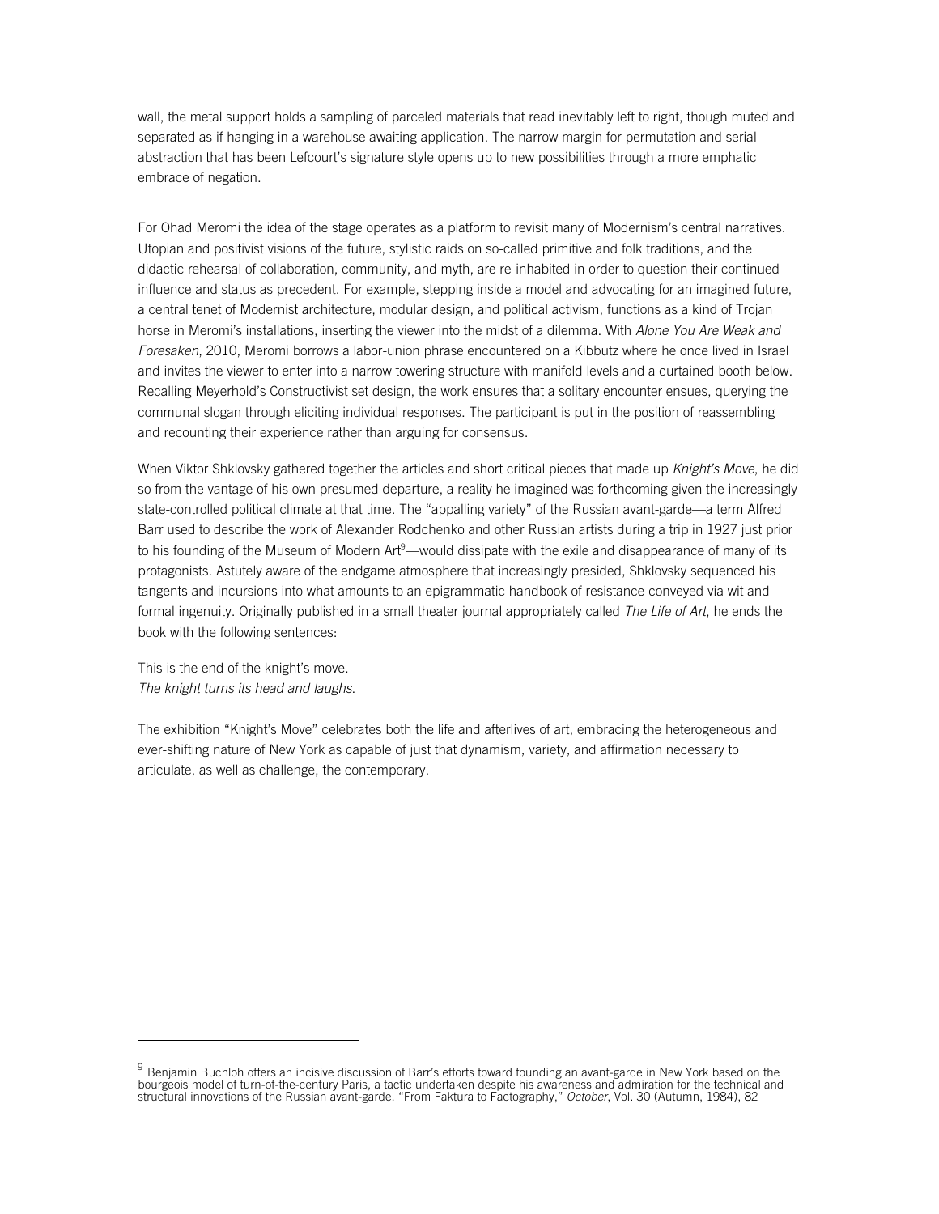wall, the metal support holds a sampling of parceled materials that read inevitably left to right, though muted and separated as if hanging in a warehouse awaiting application. The narrow margin for permutation and serial abstraction that has been Lefcourt's signature style opens up to new possibilities through a more emphatic embrace of negation.

For Ohad Meromi the idea of the stage operates as a platform to revisit many of Modernism's central narratives. Utopian and positivist visions of the future, stylistic raids on so-called primitive and folk traditions, and the didactic rehearsal of collaboration, community, and myth, are re-inhabited in order to question their continued influence and status as precedent. For example, stepping inside a model and advocating for an imagined future, a central tenet of Modernist architecture, modular design, and political activism, functions as a kind of Trojan horse in Meromi's installations, inserting the viewer into the midst of a dilemma. With *Alone You Are Weak and Foresaken*, 2010, Meromi borrows a labor-union phrase encountered on a Kibbutz where he once lived in Israel and invites the viewer to enter into a narrow towering structure with manifold levels and a curtained booth below. Recalling Meyerhold's Constructivist set design, the work ensures that a solitary encounter ensues, querying the communal slogan through eliciting individual responses. The participant is put in the position of reassembling and recounting their experience rather than arguing for consensus.

When Viktor Shklovsky gathered together the articles and short critical pieces that made up *Knight's Move*, he did so from the vantage of his own presumed departure, a reality he imagined was forthcoming given the increasingly state-controlled political climate at that time. The "appalling variety" of the Russian avant-garde—a term Alfred Barr used to describe the work of Alexander Rodchenko and other Russian artists during a trip in 1927 just prior to his founding of the Museum of Modern Art[9]—would dissipate with the exile and disappearance of many of its protagonists. Astutely aware of the endgame atmosphere that increasingly presided, Shklovsky sequenced his tangents and incursions into what amounts to an epigrammatic handbook of resistance conveyed via wit and formal ingenuity. Originally published in a small theater journal appropriately called *The Life of Art*, he ends the book with the following sentences:

This is the end of the knight's move.
*The knight turns its head and laughs.*

The exhibition "Knight's Move" celebrates both the life and afterlives of art, embracing the heterogeneous and ever-shifting nature of New York as capable of just that dynamism, variety, and affirmation necessary to articulate, as well as challenge, the contemporary.

---

[9] Benjamin Buchloh offers an incisive discussion of Barr's efforts toward founding an avant-garde in New York based on the bourgeois model of turn-of-the-century Paris, a tactic undertaken despite his awareness and admiration for the technical and structural innovations of the Russian avant-garde. "From Faktura to Factography," *October*, Vol. 30 (Autumn, 1984), 82